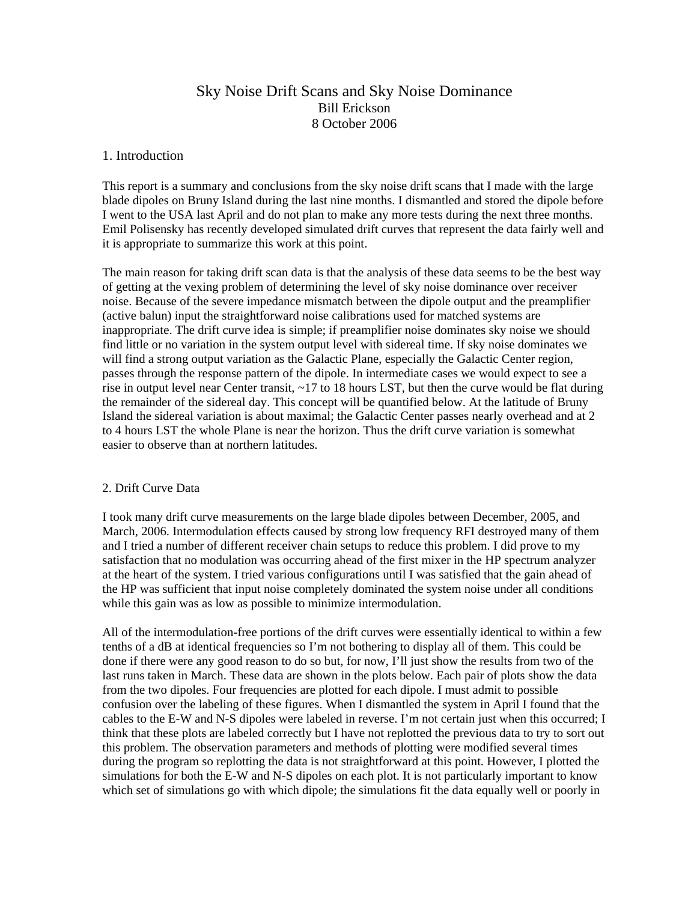# Sky Noise Drift Scans and Sky Noise Dominance

Bill Erickson

8 October 2006

## 1. Introduction

This report is a summary and conclusions from the sky noise drift scans that I made with the large blade dipoles on Bruny Island during the last nine months. I dismantled and stored the dipole before I went to the USA last April and do not plan to make any more tests during the next three months. Emil Polisensky has recently developed simulated drift curves that represent the data fairly well and it is appropriate to summarize this work at this point.

The main reason for taking drift scan data is that the analysis of these data seems to be the best way of getting at the vexing problem of determining the level of sky noise dominance over receiver noise. Because of the severe impedance mismatch between the dipole output and the preamplifier (active balun) input the straightforward noise calibrations used for matched systems are inappropriate. The drift curve idea is simple; if preamplifier noise dominates sky noise we should find little or no variation in the system output level with sidereal time. If sky noise dominates we will find a strong output variation as the Galactic Plane, especially the Galactic Center region, passes through the response pattern of the dipole. In intermediate cases we would expect to see a rise in output level near Center transit, ~17 to 18 hours LST, but then the curve would be flat during the remainder of the sidereal day. This concept will be quantified below. At the latitude of Bruny Island the sidereal variation is about maximal; the Galactic Center passes nearly overhead and at 2 to 4 hours LST the whole Plane is near the horizon. Thus the drift curve variation is somewhat easier to observe than at northern latitudes.

## 2. Drift Curve Data

I took many drift curve measurements on the large blade dipoles between December, 2005, and March, 2006. Intermodulation effects caused by strong low frequency RFI destroyed many of them and I tried a number of different receiver chain setups to reduce this problem. I did prove to my satisfaction that no modulation was occurring ahead of the first mixer in the HP spectrum analyzer at the heart of the system. I tried various configurations until I was satisfied that the gain ahead of the HP was sufficient that input noise completely dominated the system noise under all conditions while this gain was as low as possible to minimize intermodulation.

All of the intermodulation-free portions of the drift curves were essentially identical to within a few tenths of a dB at identical frequencies so I'm not bothering to display all of them. This could be done if there were any good reason to do so but, for now, I'll just show the results from two of the last runs taken in March. These data are shown in the plots below. Each pair of plots show the data from the two dipoles. Four frequencies are plotted for each dipole. I must admit to possible confusion over the labeling of these figures. When I dismantled the system in April I found that the cables to the E-W and N-S dipoles were labeled in reverse. I'm not certain just when this occurred; I think that these plots are labeled correctly but I have not replotted the previous data to try to sort out this problem. The observation parameters and methods of plotting were modified several times during the program so replotting the data is not straightforward at this point. However, I plotted the simulations for both the E-W and N-S dipoles on each plot. It is not particularly important to know which set of simulations go with which dipole; the simulations fit the data equally well or poorly in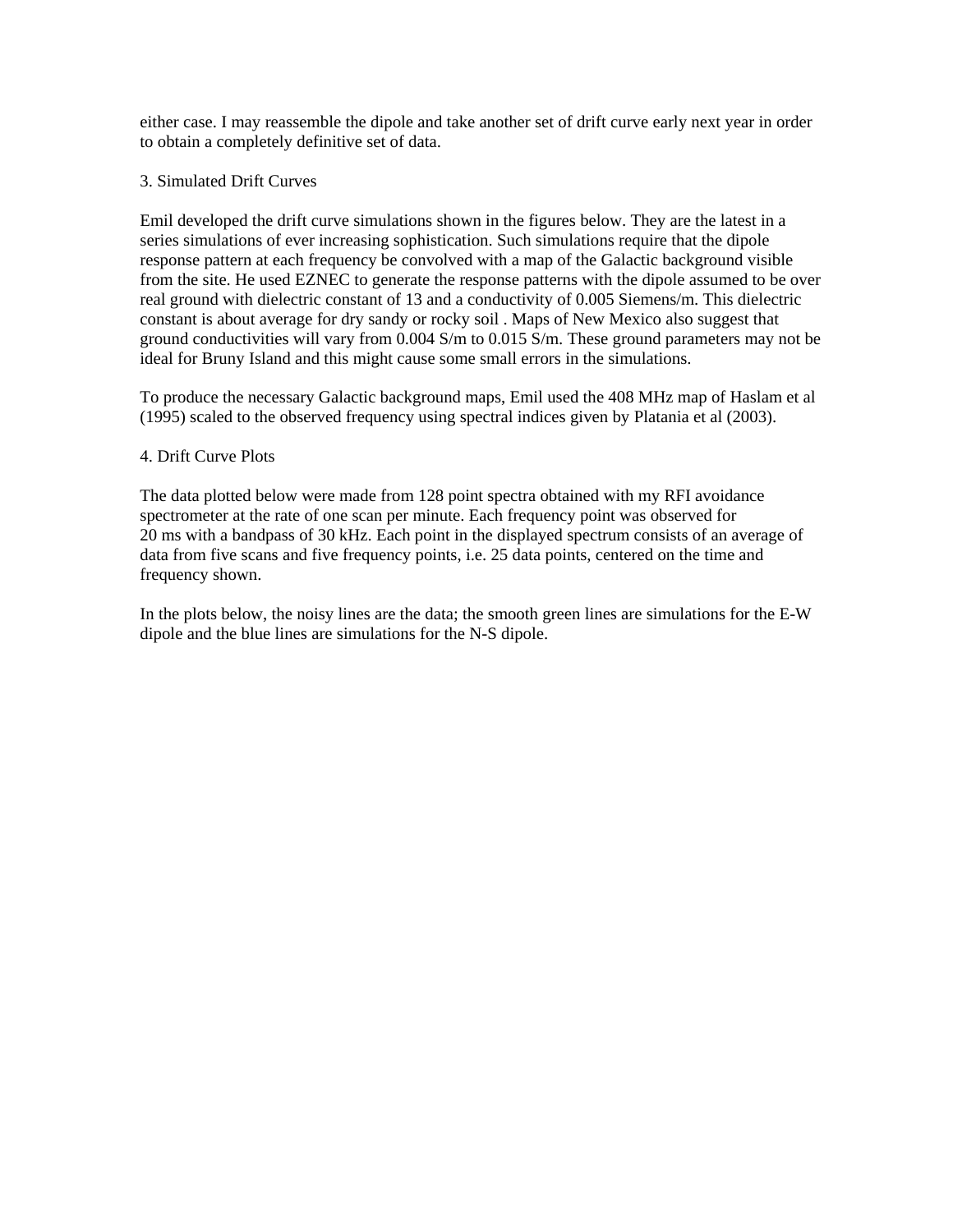either case. I may reassemble the dipole and take another set of drift curve early next year in order to obtain a completely definitive set of data.

## 3. Simulated Drift Curves

Emil developed the drift curve simulations shown in the figures below. They are the latest in a series simulations of ever increasing sophistication. Such simulations require that the dipole response pattern at each frequency be convolved with a map of the Galactic background visible from the site. He used EZNEC to generate the response patterns with the dipole assumed to be over real ground with dielectric constant of 13 and a conductivity of 0.005 Siemens/m. This dielectric constant is about average for dry sandy or rocky soil . Maps of New Mexico also suggest that ground conductivities will vary from 0.004 S/m to 0.015 S/m. These ground parameters may not be ideal for Bruny Island and this might cause some small errors in the simulations.

To produce the necessary Galactic background maps, Emil used the 408 MHz map of Haslam et al (1995) scaled to the observed frequency using spectral indices given by Platania et al (2003).

## 4. Drift Curve Plots

The data plotted below were made from 128 point spectra obtained with my RFI avoidance spectrometer at the rate of one scan per minute. Each frequency point was observed for 20 ms with a bandpass of 30 kHz. Each point in the displayed spectrum consists of an average of data from five scans and five frequency points, i.e. 25 data points, centered on the time and frequency shown.

In the plots below, the noisy lines are the data; the smooth green lines are simulations for the E-W dipole and the blue lines are simulations for the N-S dipole.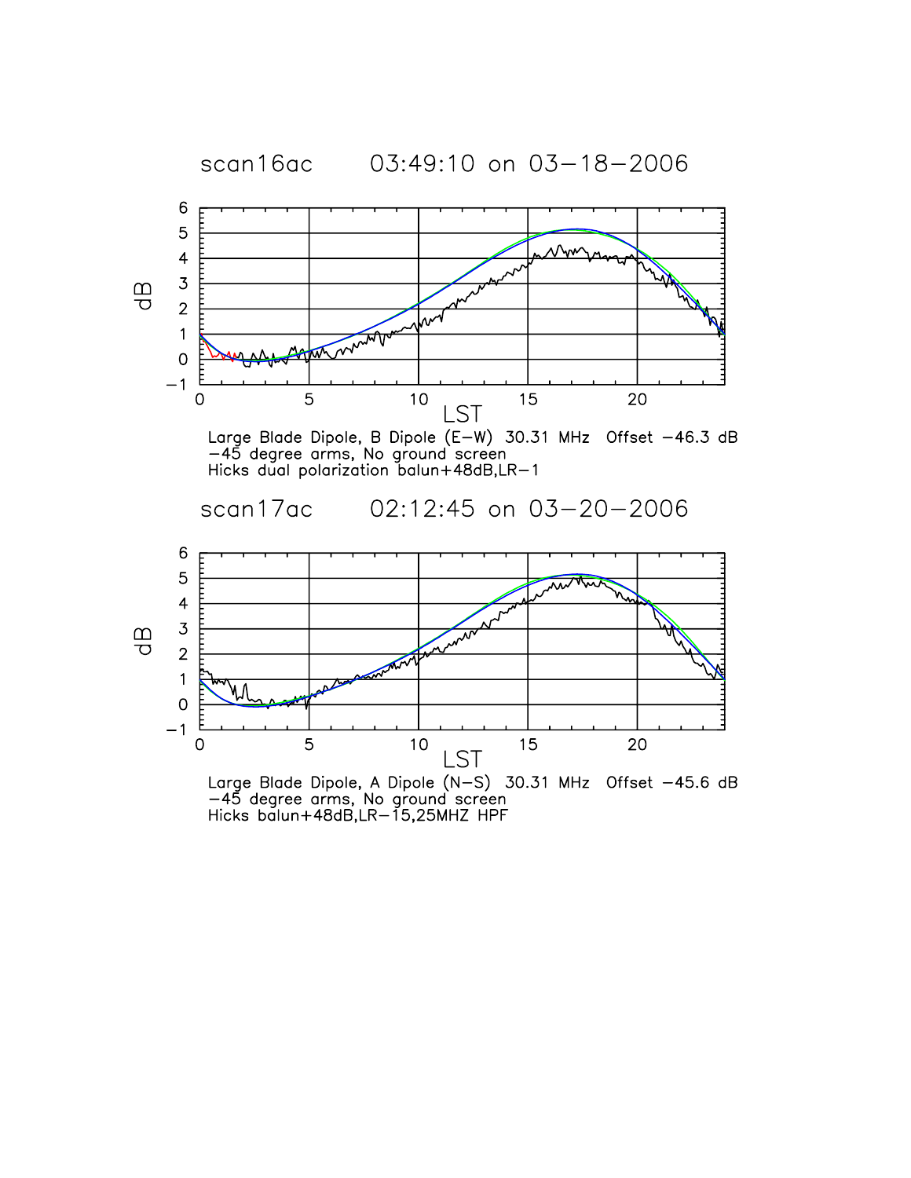scan16ac      03:49:10 on 03-18-2006

Large Blade Dipole, B Dipole (E-W) 30.31 MHz Offset -46.3 dB
-45 degree arms, No ground screen
Hicks dual polarization balun+48dB,LR-1

scan17ac      02:12:45 on 03-20-2006

Large Blade Dipole, A Dipole (N-S) 30.31 MHz Offset -45.6 dB
-45 degree arms, No ground screen
Hicks balun+48dB,LR-15,25MHZ HPF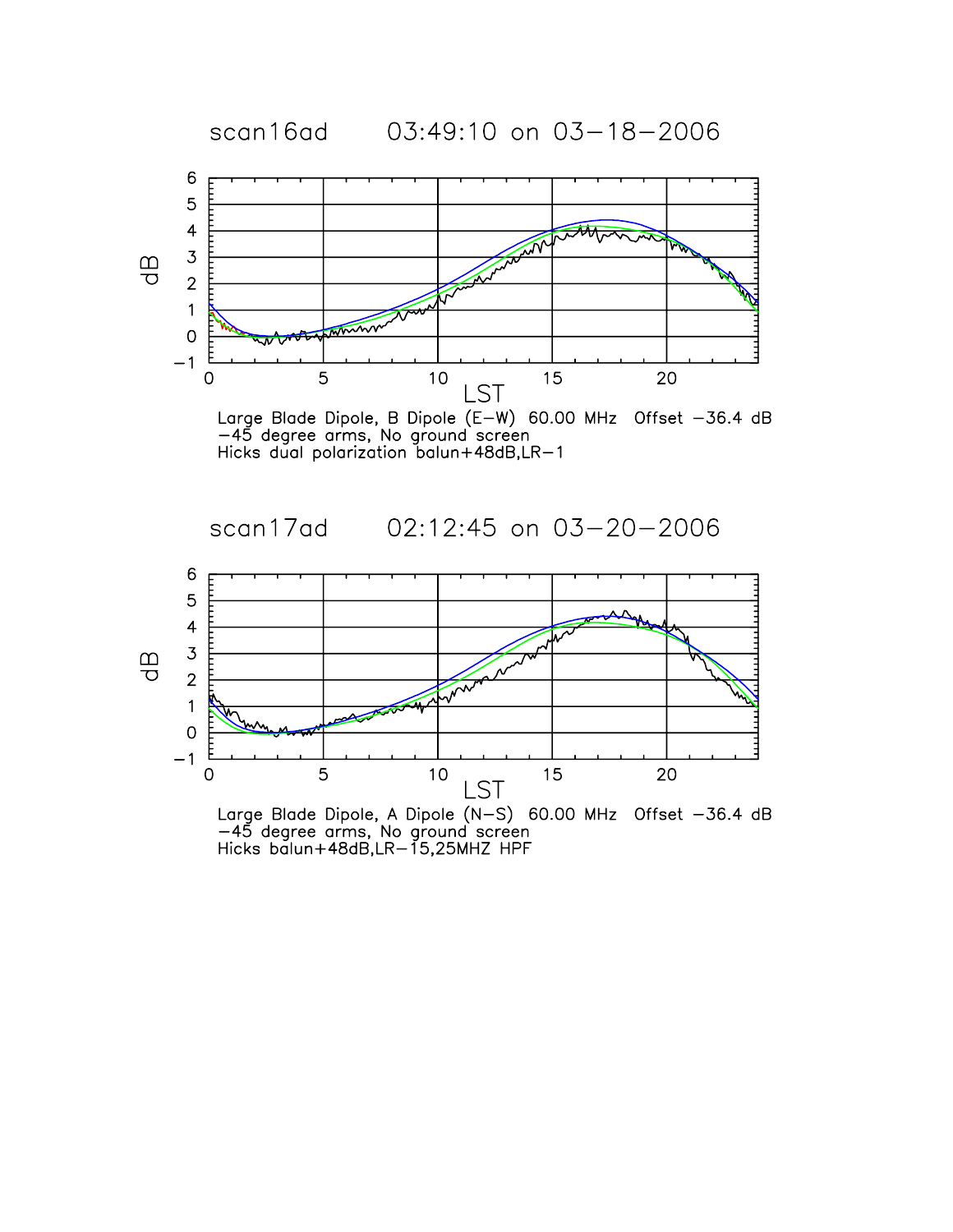scan16ad      03:49:10 on 03-18-2006

Large Blade Dipole, B Dipole (E-W)  60.00 MHz  Offset -36.4 dB
-45 degree arms, No ground screen
Hicks dual polarization balun+48dB,LR-1

scan17ad      02:12:45 on 03-20-2006

Large Blade Dipole, A Dipole (N-S)  60.00 MHz  Offset -36.4 dB
-45 degree arms, No ground screen
Hicks balun+48dB,LR-15,25MHZ HPF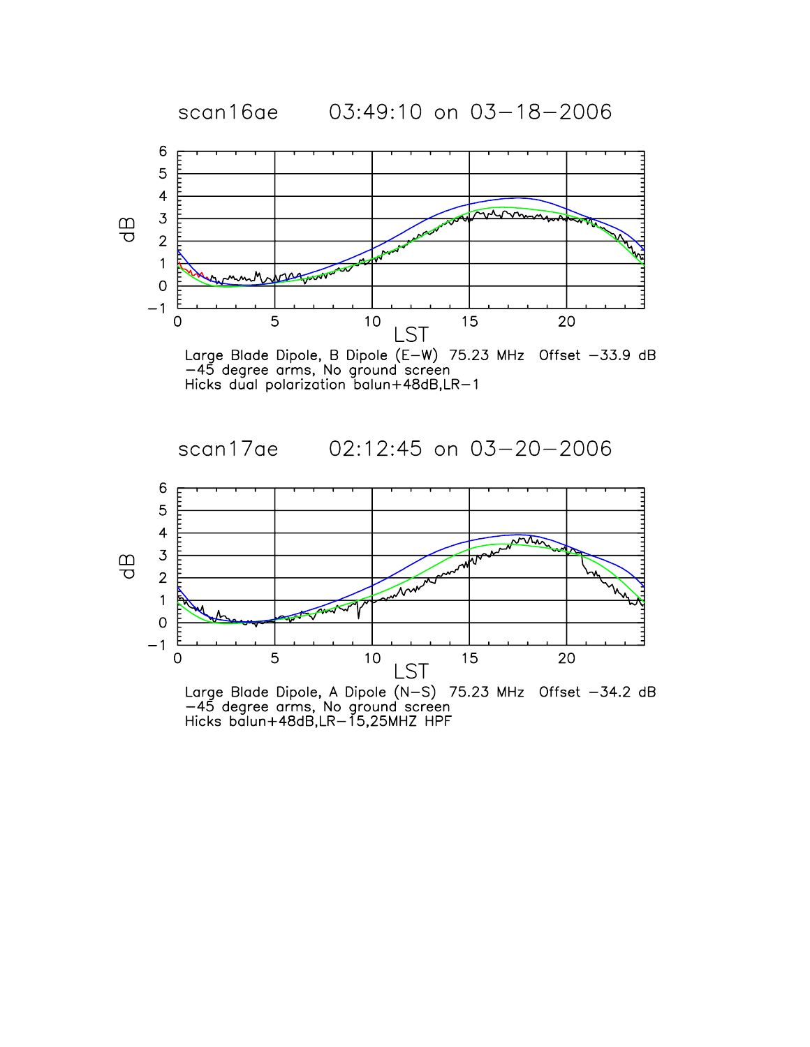scan16ae 03:49:10 on 03-18-2006

Large Blade Dipole, B Dipole (E-W) 75.23 MHz Offset −33.9 dB
−45 degree arms, No ground screen
Hicks dual polarization balun+48dB,LR-1

scan17ae 02:12:45 on 03-20-2006

Large Blade Dipole, A Dipole (N-S) 75.23 MHz Offset −34.2 dB
−45 degree arms, No ground screen
Hicks balun+48dB,LR-15,25MHZ HPF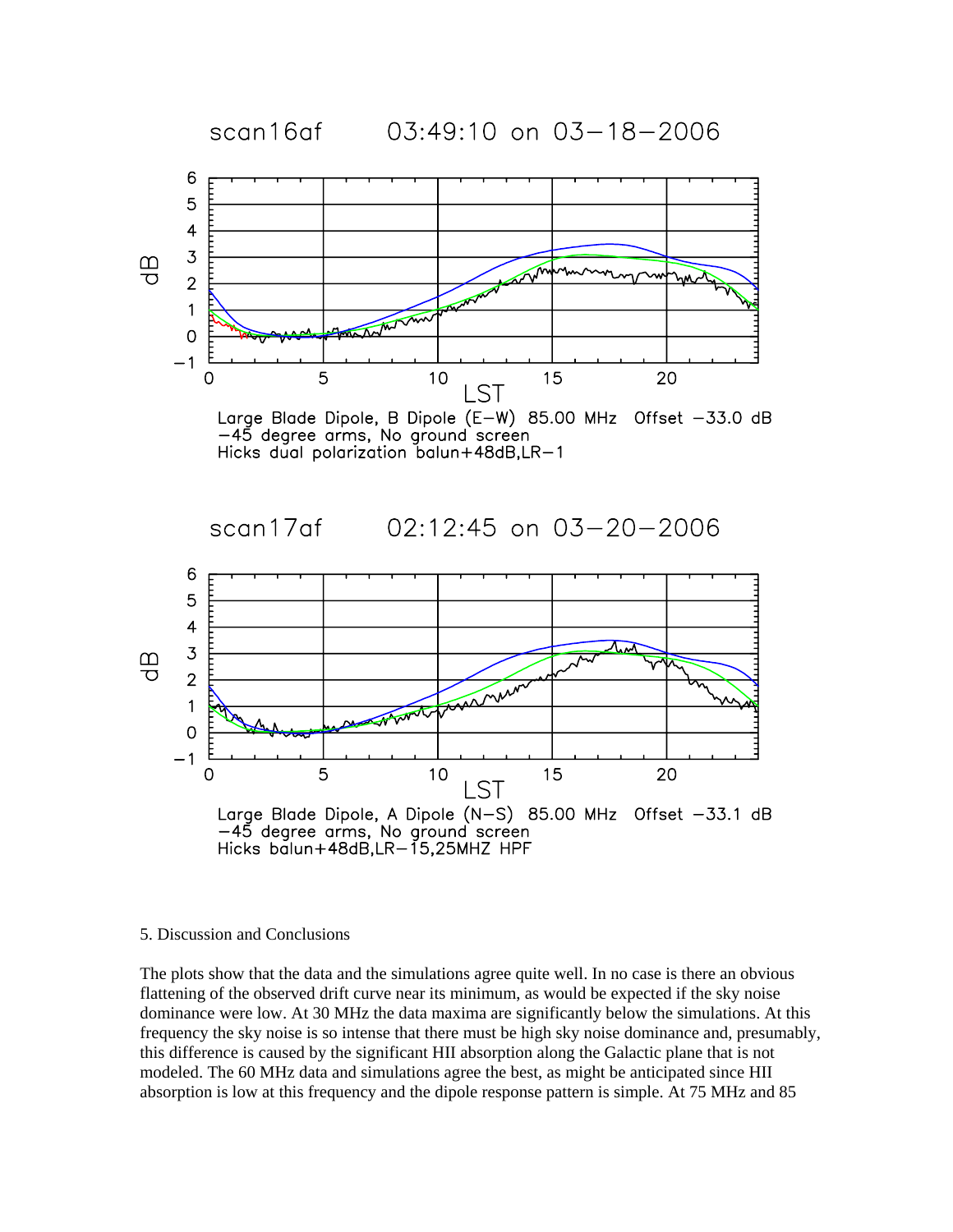scan16af 03:49:10 on 03-18-2006

Large Blade Dipole, B Dipole (E-W) 85.00 MHz Offset -33.0 dB
-45 degree arms, No ground screen
Hicks dual polarization balun+48dB,LR-1

scan17af 02:12:45 on 03-20-2006

Large Blade Dipole, A Dipole (N-S) 85.00 MHz Offset -33.1 dB
-45 degree arms, No ground screen
Hicks balun+48dB,LR-15,25MHZ HPF

5. Discussion and Conclusions

The plots show that the data and the simulations agree quite well. In no case is there an obvious flattening of the observed drift curve near its minimum, as would be expected if the sky noise dominance were low. At 30 MHz the data maxima are significantly below the simulations. At this frequency the sky noise is so intense that there must be high sky noise dominance and, presumably, this difference is caused by the significant HII absorption along the Galactic plane that is not modeled. The 60 MHz data and simulations agree the best, as might be anticipated since HII absorption is low at this frequency and the dipole response pattern is simple. At 75 MHz and 85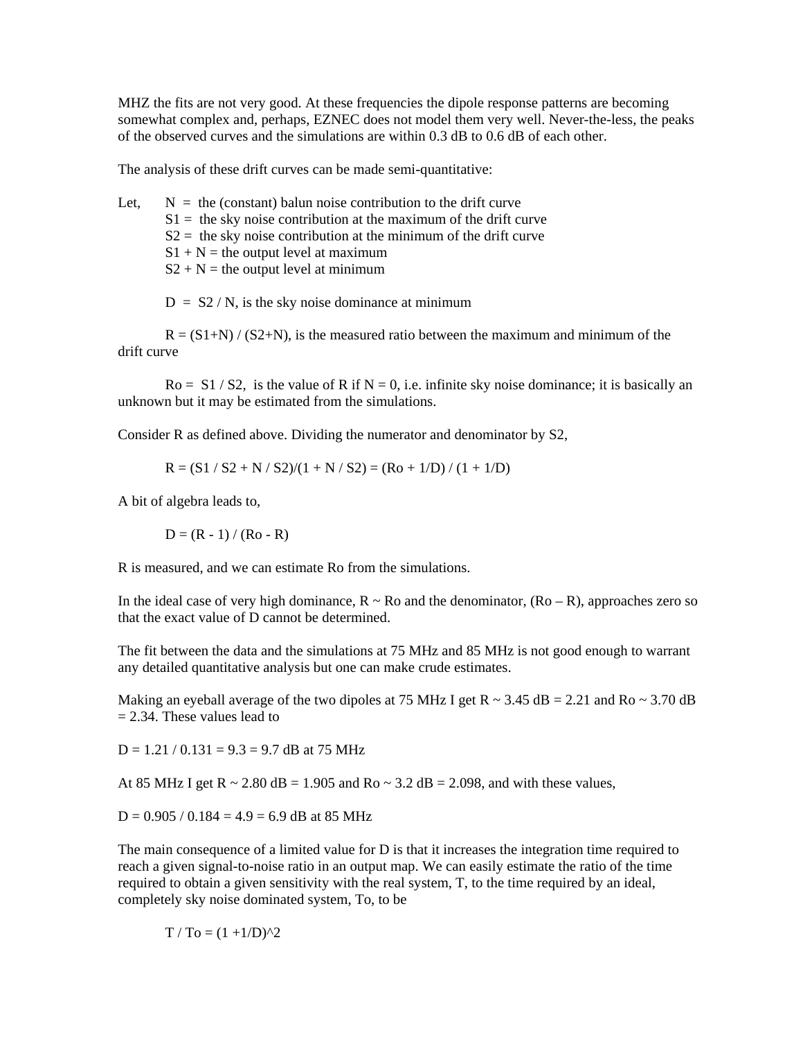MHZ the fits are not very good. At these frequencies the dipole response patterns are becoming somewhat complex and, perhaps, EZNEC does not model them very well. Never-the-less, the peaks of the observed curves and the simulations are within 0.3 dB to 0.6 dB of each other.

The analysis of these drift curves can be made semi-quantitative:

Let, $N$ = the (constant) balun noise contribution to the drift curve
$S1$ = the sky noise contribution at the maximum of the drift curve
$S2$ = the sky noise contribution at the minimum of the drift curve
$S1 + N$ = the output level at maximum
$S2 + N$ = the output level at minimum

$D = S2 / N$, is the sky noise dominance at minimum

$R = (S1+N) / (S2+N)$, is the measured ratio between the maximum and minimum of the drift curve

$Ro = S1 / S2$, is the value of R if N = 0, i.e. infinite sky noise dominance; it is basically an unknown but it may be estimated from the simulations.

Consider R as defined above. Dividing the numerator and denominator by S2,

$$R = (S1 / S2 + N / S2)/(1 + N / S2) = (Ro + 1/D) / (1 + 1/D)$$

A bit of algebra leads to,

$$D = (R - 1) / (Ro - R)$$

R is measured, and we can estimate Ro from the simulations.

In the ideal case of very high dominance, $R \sim Ro$ and the denominator, $(Ro - R)$, approaches zero so that the exact value of D cannot be determined.

The fit between the data and the simulations at 75 MHz and 85 MHz is not good enough to warrant any detailed quantitative analysis but one can make crude estimates.

Making an eyeball average of the two dipoles at 75 MHz I get $R \sim 3.45$ dB = 2.21 and $Ro \sim 3.70$ dB = 2.34. These values lead to

$D = 1.21 / 0.131 = 9.3 = 9.7$ dB at 75 MHz

At 85 MHz I get $R \sim 2.80$ dB = 1.905 and $Ro \sim 3.2$ dB = 2.098, and with these values,

$D = 0.905 / 0.184 = 4.9 = 6.9$ dB at 85 MHz

The main consequence of a limited value for D is that it increases the integration time required to reach a given signal-to-noise ratio in an output map. We can easily estimate the ratio of the time required to obtain a given sensitivity with the real system, T, to the time required by an ideal, completely sky noise dominated system, To, to be

$$T / To = (1 + 1/D)^2$$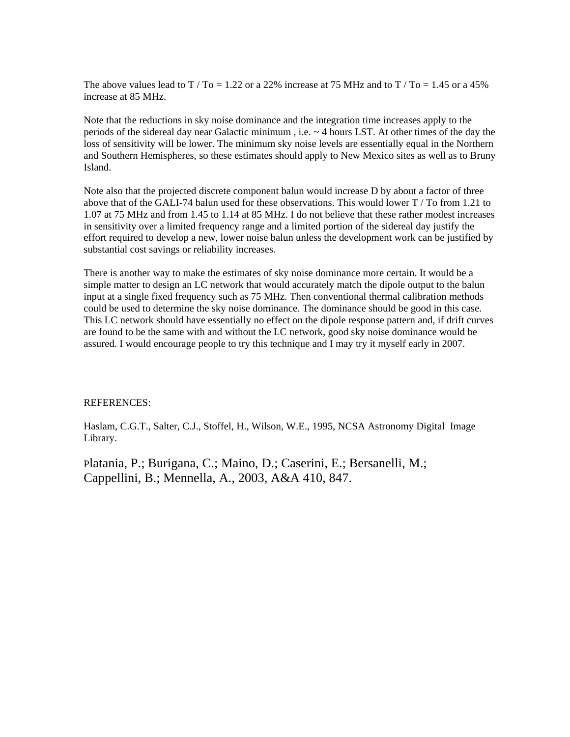The above values lead to T / To = 1.22 or a 22% increase at 75 MHz and to T / To = 1.45 or a 45% increase at 85 MHz.

Note that the reductions in sky noise dominance and the integration time increases apply to the periods of the sidereal day near Galactic minimum , i.e. ~ 4 hours LST. At other times of the day the loss of sensitivity will be lower. The minimum sky noise levels are essentially equal in the Northern and Southern Hemispheres, so these estimates should apply to New Mexico sites as well as to Bruny Island.

Note also that the projected discrete component balun would increase D by about a factor of three above that of the GALI-74 balun used for these observations. This would lower T / To from 1.21 to 1.07 at 75 MHz and from 1.45 to 1.14 at 85 MHz. I do not believe that these rather modest increases in sensitivity over a limited frequency range and a limited portion of the sidereal day justify the effort required to develop a new, lower noise balun unless the development work can be justified by substantial cost savings or reliability increases.

There is another way to make the estimates of sky noise dominance more certain. It would be a simple matter to design an LC network that would accurately match the dipole output to the balun input at a single fixed frequency such as 75 MHz. Then conventional thermal calibration methods could be used to determine the sky noise dominance. The dominance should be good in this case. This LC network should have essentially no effect on the dipole response pattern and, if drift curves are found to be the same with and without the LC network, good sky noise dominance would be assured. I would encourage people to try this technique and I may try it myself early in 2007.

REFERENCES:

Haslam, C.G.T., Salter, C.J., Stoffel, H., Wilson, W.E., 1995, NCSA Astronomy Digital Image Library.

Platania, P.; Burigana, C.; Maino, D.; Caserini, E.; Bersanelli, M.; Cappellini, B.; Mennella, A., 2003, A&A 410, 847.